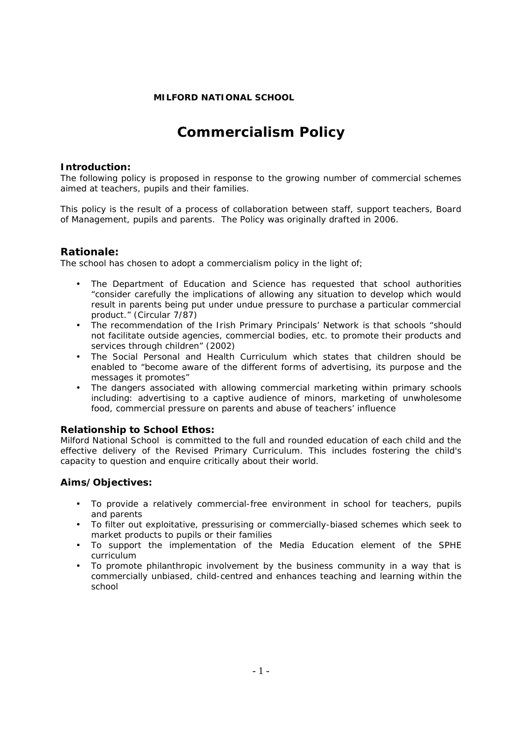**MILFORD NATIONAL SCHOOL**

# Commercialism Policy

### Introduction:

The following policy is proposed in response to the growing number of commercial schemes aimed at teachers, pupils and their families.

This policy is the result of a process of collaboration between staff, support teachers, Board of Management, pupils and parents. The Policy was originally drafted in 2006.

## Rationale:

The school has chosen to adopt a commercialism policy in the light of;

- The Department of Education and Science has requested that school authorities "consider carefully the implications of allowing any situation to develop which would result in parents being put under undue pressure to purchase a particular commercial product." (Circular 7/87)
- The recommendation of the Irish Primary Principals' Network is that schools "should not facilitate outside agencies, commercial bodies, etc. to promote their products and services through children" (2002)
- The Social Personal and Health Curriculum which states that children should be enabled to "become aware of the different forms of advertising, its purpose and the messages it promotes"
- The dangers associated with allowing commercial marketing within primary schools including: advertising to a captive audience of minors, marketing of unwholesome food, commercial pressure on parents and abuse of teachers' influence

### Relationship to School Ethos:

Milford National School is committed to the full and rounded education of each child and the effective delivery of the Revised Primary Curriculum. This includes fostering the child's capacity to question and enquire critically about their world.

### Aims/Objectives:

- To provide a relatively commercial-free environment in school for teachers, pupils and parents
- To filter out exploitative, pressurising or commercially-biased schemes which seek to market products to pupils or their families
- To support the implementation of the Media Education element of the SPHE curriculum
- To promote philanthropic involvement by the business community in a way that is commercially unbiased, child-centred and enhances teaching and learning within the school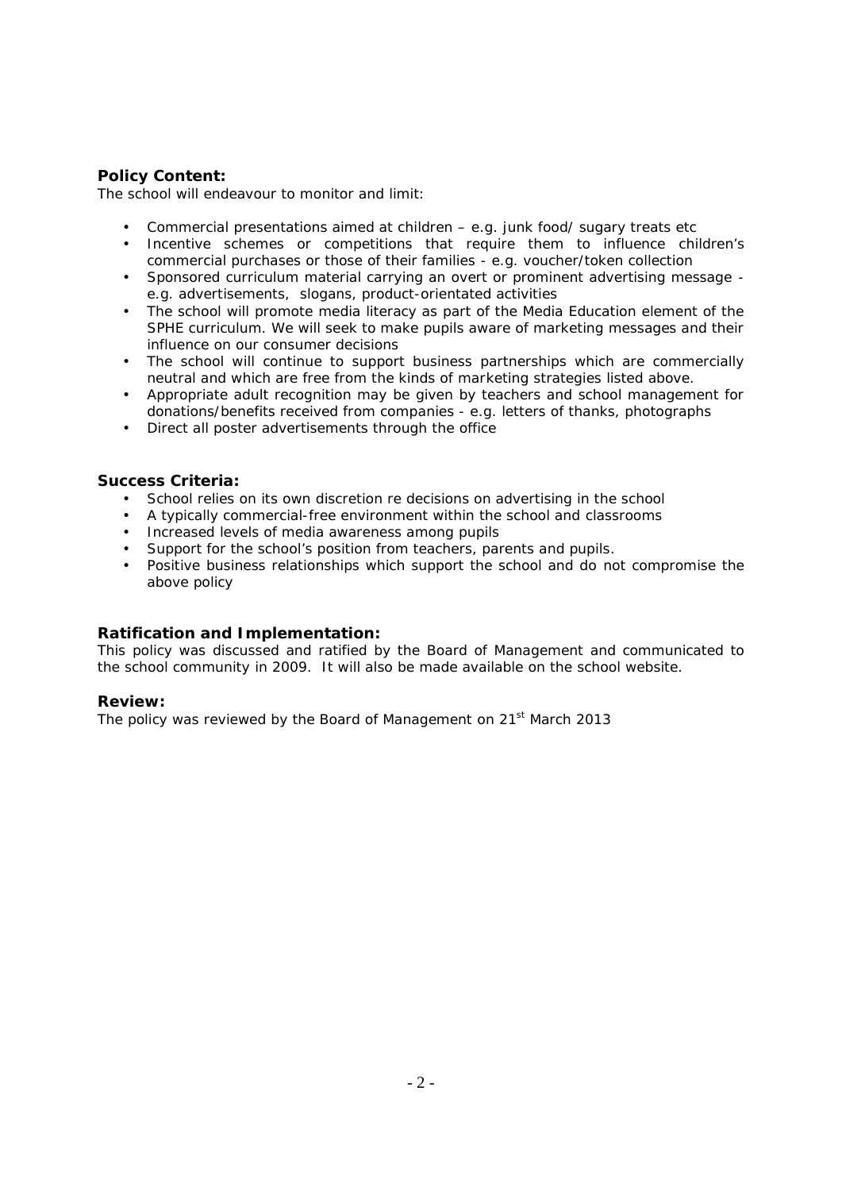**Policy Content:**

The school will endeavour to monitor and limit:

- Commercial presentations aimed at children – e.g. junk food/ sugary treats etc
- Incentive schemes or competitions that require them to influence children's commercial purchases or those of their families - e.g. voucher/token collection
- Sponsored curriculum material carrying an overt or prominent advertising message - e.g. advertisements, slogans, product-orientated activities
- The school will promote media literacy as part of the Media Education element of the SPHE curriculum. We will seek to make pupils aware of marketing messages and their influence on our consumer decisions
- The school will continue to support business partnerships which are commercially neutral and which are free from the kinds of marketing strategies listed above.
- Appropriate adult recognition may be given by teachers and school management for donations/benefits received from companies - e.g. letters of thanks, photographs
- Direct all poster advertisements through the office

**Success Criteria:**

- School relies on its own discretion re decisions on advertising in the school
- A typically commercial-free environment within the school and classrooms
- Increased levels of media awareness among pupils
- Support for the school's position from teachers, parents and pupils.
- Positive business relationships which support the school and do not compromise the above policy

**Ratification and Implementation:**

This policy was discussed and ratified by the Board of Management and communicated to the school community in 2009. It will also be made available on the school website.

**Review:**

The policy was reviewed by the Board of Management on 21st March 2013